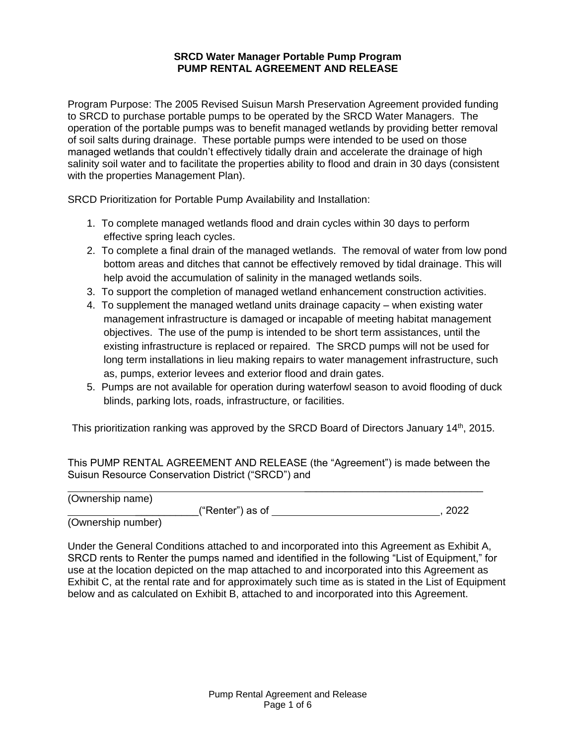**SRCD Water Manager Portable Pump Program**
**PUMP RENTAL AGREEMENT AND RELEASE**

Program Purpose: The 2005 Revised Suisun Marsh Preservation Agreement provided funding to SRCD to purchase portable pumps to be operated by the SRCD Water Managers. The operation of the portable pumps was to benefit managed wetlands by providing better removal of soil salts during drainage. These portable pumps were intended to be used on those managed wetlands that couldn't effectively tidally drain and accelerate the drainage of high salinity soil water and to facilitate the properties ability to flood and drain in 30 days (consistent with the properties Management Plan).

SRCD Prioritization for Portable Pump Availability and Installation:

1. To complete managed wetlands flood and drain cycles within 30 days to perform effective spring leach cycles.
2. To complete a final drain of the managed wetlands. The removal of water from low pond bottom areas and ditches that cannot be effectively removed by tidal drainage. This will help avoid the accumulation of salinity in the managed wetlands soils.
3. To support the completion of managed wetland enhancement construction activities.
4. To supplement the managed wetland units drainage capacity – when existing water management infrastructure is damaged or incapable of meeting habitat management objectives. The use of the pump is intended to be short term assistances, until the existing infrastructure is replaced or repaired. The SRCD pumps will not be used for long term installations in lieu making repairs to water management infrastructure, such as, pumps, exterior levees and exterior flood and drain gates.
5. Pumps are not available for operation during waterfowl season to avoid flooding of duck blinds, parking lots, roads, infrastructure, or facilities.

This prioritization ranking was approved by the SRCD Board of Directors January 14th, 2015.

This PUMP RENTAL AGREEMENT AND RELEASE (the "Agreement") is made between the Suisun Resource Conservation District ("SRCD") and

______________________________________________________________
(Ownership name)
________________________("Renter") as of ______________________________, 2022
(Ownership number)

Under the General Conditions attached to and incorporated into this Agreement as Exhibit A, SRCD rents to Renter the pumps named and identified in the following "List of Equipment," for use at the location depicted on the map attached to and incorporated into this Agreement as Exhibit C, at the rental rate and for approximately such time as is stated in the List of Equipment below and as calculated on Exhibit B, attached to and incorporated into this Agreement.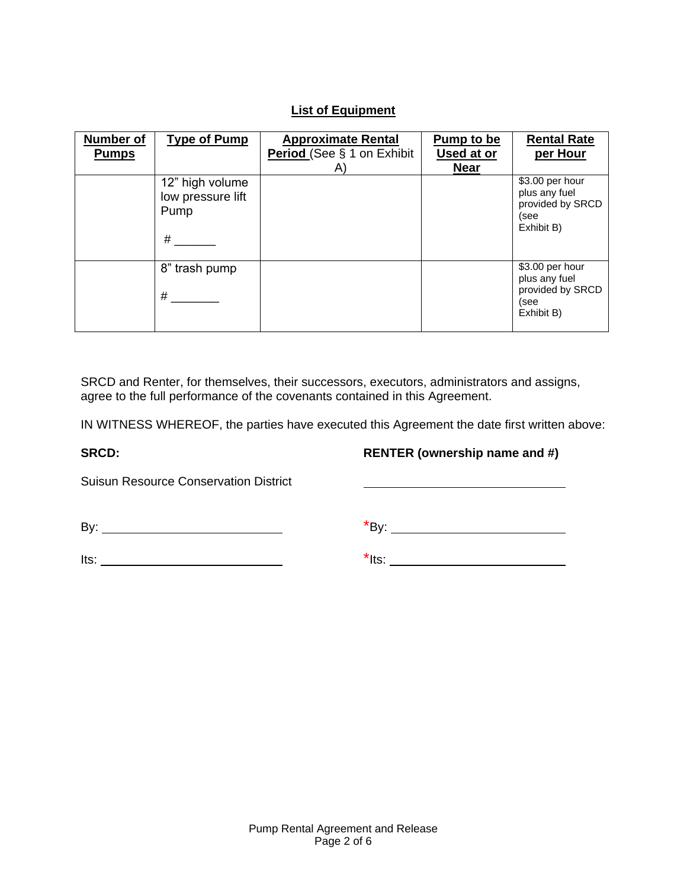**List of Equipment**

| Number of Pumps | Type of Pump | Approximate Rental Period (See § 1 on Exhibit A) | Pump to be Used at or Near | Rental Rate per Hour |
|---|---|---|---|---|
| | 12” high volume low pressure lift Pump<br><br># ______ | | | $3.00 per hour plus any fuel provided by SRCD (see Exhibit B) |
| | 8” trash pump<br><br># _______ | | | $3.00 per hour plus any fuel provided by SRCD (see Exhibit B) |

SRCD and Renter, for themselves, their successors, executors, administrators and assigns, agree to the full performance of the covenants contained in this Agreement.

IN WITNESS WHEREOF, the parties have executed this Agreement the date first written above:

**SRCD:**

Suisun Resource Conservation District

By: ____________________________

Its: ____________________________

**RENTER (ownership name and #)**

______________________________

*By: ____________________________

*Its: ____________________________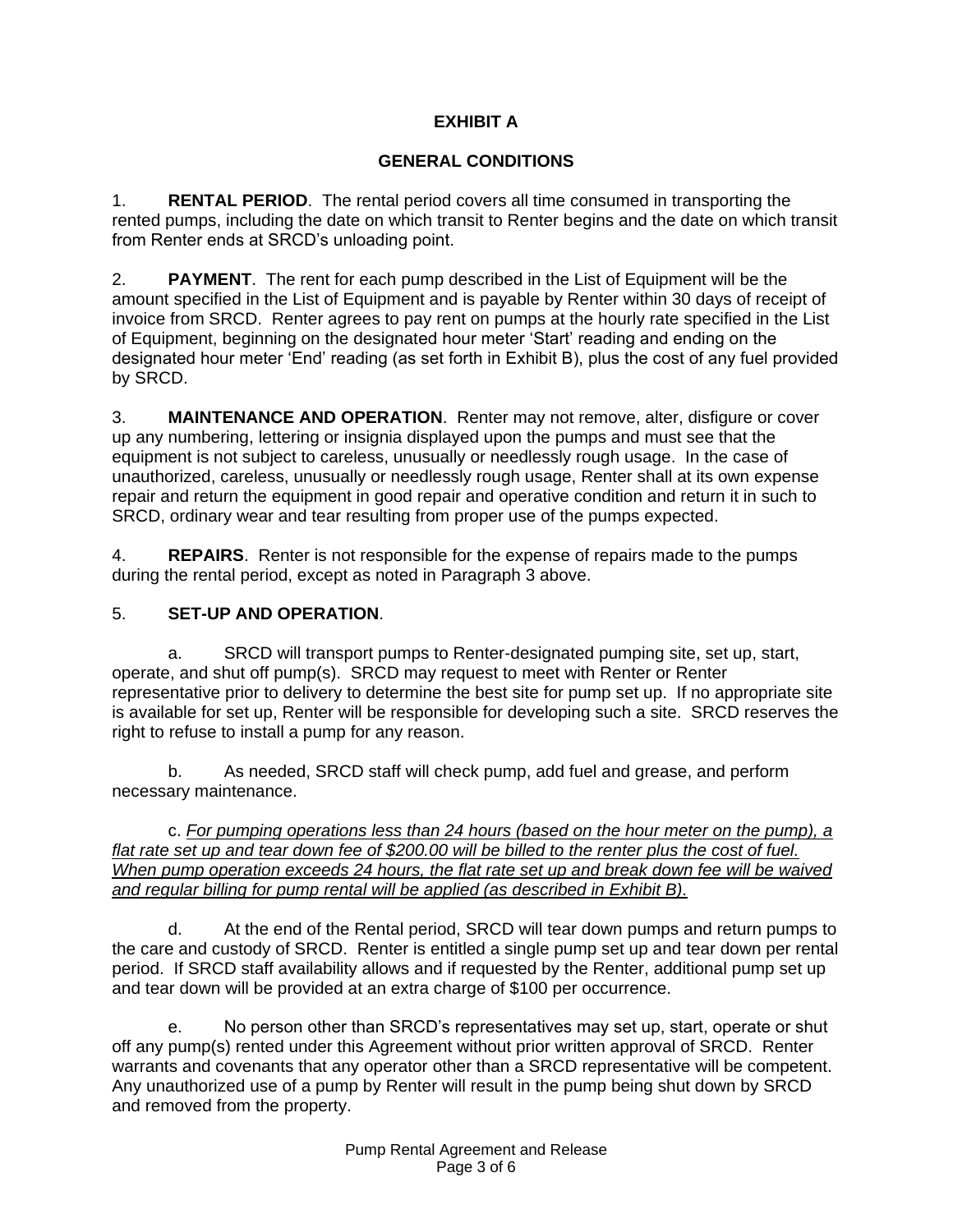# EXHIBIT A

## GENERAL CONDITIONS

1. **RENTAL PERIOD**. The rental period covers all time consumed in transporting the rented pumps, including the date on which transit to Renter begins and the date on which transit from Renter ends at SRCD's unloading point.

2. **PAYMENT**. The rent for each pump described in the List of Equipment will be the amount specified in the List of Equipment and is payable by Renter within 30 days of receipt of invoice from SRCD. Renter agrees to pay rent on pumps at the hourly rate specified in the List of Equipment, beginning on the designated hour meter 'Start' reading and ending on the designated hour meter 'End' reading (as set forth in Exhibit B), plus the cost of any fuel provided by SRCD.

3. **MAINTENANCE AND OPERATION**. Renter may not remove, alter, disfigure or cover up any numbering, lettering or insignia displayed upon the pumps and must see that the equipment is not subject to careless, unusually or needlessly rough usage. In the case of unauthorized, careless, unusually or needlessly rough usage, Renter shall at its own expense repair and return the equipment in good repair and operative condition and return it in such to SRCD, ordinary wear and tear resulting from proper use of the pumps expected.

4. **REPAIRS**. Renter is not responsible for the expense of repairs made to the pumps during the rental period, except as noted in Paragraph 3 above.

5. **SET-UP AND OPERATION**.

   a. SRCD will transport pumps to Renter-designated pumping site, set up, start, operate, and shut off pump(s). SRCD may request to meet with Renter or Renter representative prior to delivery to determine the best site for pump set up. If no appropriate site is available for set up, Renter will be responsible for developing such a site. SRCD reserves the right to refuse to install a pump for any reason.

   b. As needed, SRCD staff will check pump, add fuel and grease, and perform necessary maintenance.

   c. <u>*For pumping operations less than 24 hours (based on the hour meter on the pump), a flat rate set up and tear down fee of $200.00 will be billed to the renter plus the cost of fuel. When pump operation exceeds 24 hours, the flat rate set up and break down fee will be waived and regular billing for pump rental will be applied (as described in Exhibit B).*</u>

   d. At the end of the Rental period, SRCD will tear down pumps and return pumps to the care and custody of SRCD. Renter is entitled a single pump set up and tear down per rental period. If SRCD staff availability allows and if requested by the Renter, additional pump set up and tear down will be provided at an extra charge of $100 per occurrence.

   e. No person other than SRCD's representatives may set up, start, operate or shut off any pump(s) rented under this Agreement without prior written approval of SRCD. Renter warrants and covenants that any operator other than a SRCD representative will be competent. Any unauthorized use of a pump by Renter will result in the pump being shut down by SRCD and removed from the property.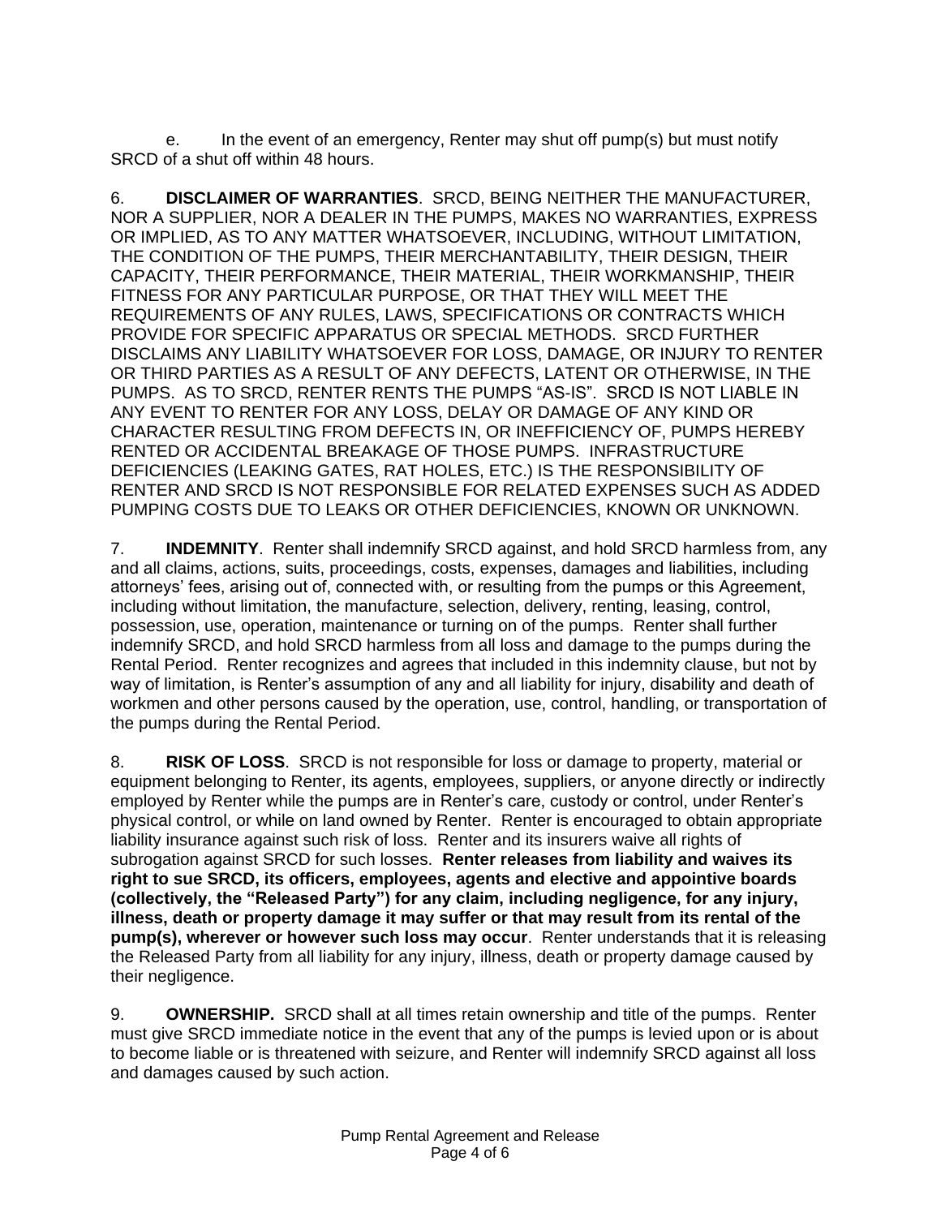e. In the event of an emergency, Renter may shut off pump(s) but must notify SRCD of a shut off within 48 hours.

6. **DISCLAIMER OF WARRANTIES**. SRCD, BEING NEITHER THE MANUFACTURER, NOR A SUPPLIER, NOR A DEALER IN THE PUMPS, MAKES NO WARRANTIES, EXPRESS OR IMPLIED, AS TO ANY MATTER WHATSOEVER, INCLUDING, WITHOUT LIMITATION, THE CONDITION OF THE PUMPS, THEIR MERCHANTABILITY, THEIR DESIGN, THEIR CAPACITY, THEIR PERFORMANCE, THEIR MATERIAL, THEIR WORKMANSHIP, THEIR FITNESS FOR ANY PARTICULAR PURPOSE, OR THAT THEY WILL MEET THE REQUIREMENTS OF ANY RULES, LAWS, SPECIFICATIONS OR CONTRACTS WHICH PROVIDE FOR SPECIFIC APPARATUS OR SPECIAL METHODS. SRCD FURTHER DISCLAIMS ANY LIABILITY WHATSOEVER FOR LOSS, DAMAGE, OR INJURY TO RENTER OR THIRD PARTIES AS A RESULT OF ANY DEFECTS, LATENT OR OTHERWISE, IN THE PUMPS. AS TO SRCD, RENTER RENTS THE PUMPS "AS-IS". SRCD IS NOT LIABLE IN ANY EVENT TO RENTER FOR ANY LOSS, DELAY OR DAMAGE OF ANY KIND OR CHARACTER RESULTING FROM DEFECTS IN, OR INEFFICIENCY OF, PUMPS HEREBY RENTED OR ACCIDENTAL BREAKAGE OF THOSE PUMPS. INFRASTRUCTURE DEFICIENCIES (LEAKING GATES, RAT HOLES, ETC.) IS THE RESPONSIBILITY OF RENTER AND SRCD IS NOT RESPONSIBLE FOR RELATED EXPENSES SUCH AS ADDED PUMPING COSTS DUE TO LEAKS OR OTHER DEFICIENCIES, KNOWN OR UNKNOWN.

7. **INDEMNITY**. Renter shall indemnify SRCD against, and hold SRCD harmless from, any and all claims, actions, suits, proceedings, costs, expenses, damages and liabilities, including attorneys' fees, arising out of, connected with, or resulting from the pumps or this Agreement, including without limitation, the manufacture, selection, delivery, renting, leasing, control, possession, use, operation, maintenance or turning on of the pumps. Renter shall further indemnify SRCD, and hold SRCD harmless from all loss and damage to the pumps during the Rental Period. Renter recognizes and agrees that included in this indemnity clause, but not by way of limitation, is Renter's assumption of any and all liability for injury, disability and death of workmen and other persons caused by the operation, use, control, handling, or transportation of the pumps during the Rental Period.

8. **RISK OF LOSS**. SRCD is not responsible for loss or damage to property, material or equipment belonging to Renter, its agents, employees, suppliers, or anyone directly or indirectly employed by Renter while the pumps are in Renter's care, custody or control, under Renter's physical control, or while on land owned by Renter. Renter is encouraged to obtain appropriate liability insurance against such risk of loss. Renter and its insurers waive all rights of subrogation against SRCD for such losses. **Renter releases from liability and waives its right to sue SRCD, its officers, employees, agents and elective and appointive boards (collectively, the "Released Party") for any claim, including negligence, for any injury, illness, death or property damage it may suffer or that may result from its rental of the pump(s), wherever or however such loss may occur**. Renter understands that it is releasing the Released Party from all liability for any injury, illness, death or property damage caused by their negligence.

9. **OWNERSHIP.** SRCD shall at all times retain ownership and title of the pumps. Renter must give SRCD immediate notice in the event that any of the pumps is levied upon or is about to become liable or is threatened with seizure, and Renter will indemnify SRCD against all loss and damages caused by such action.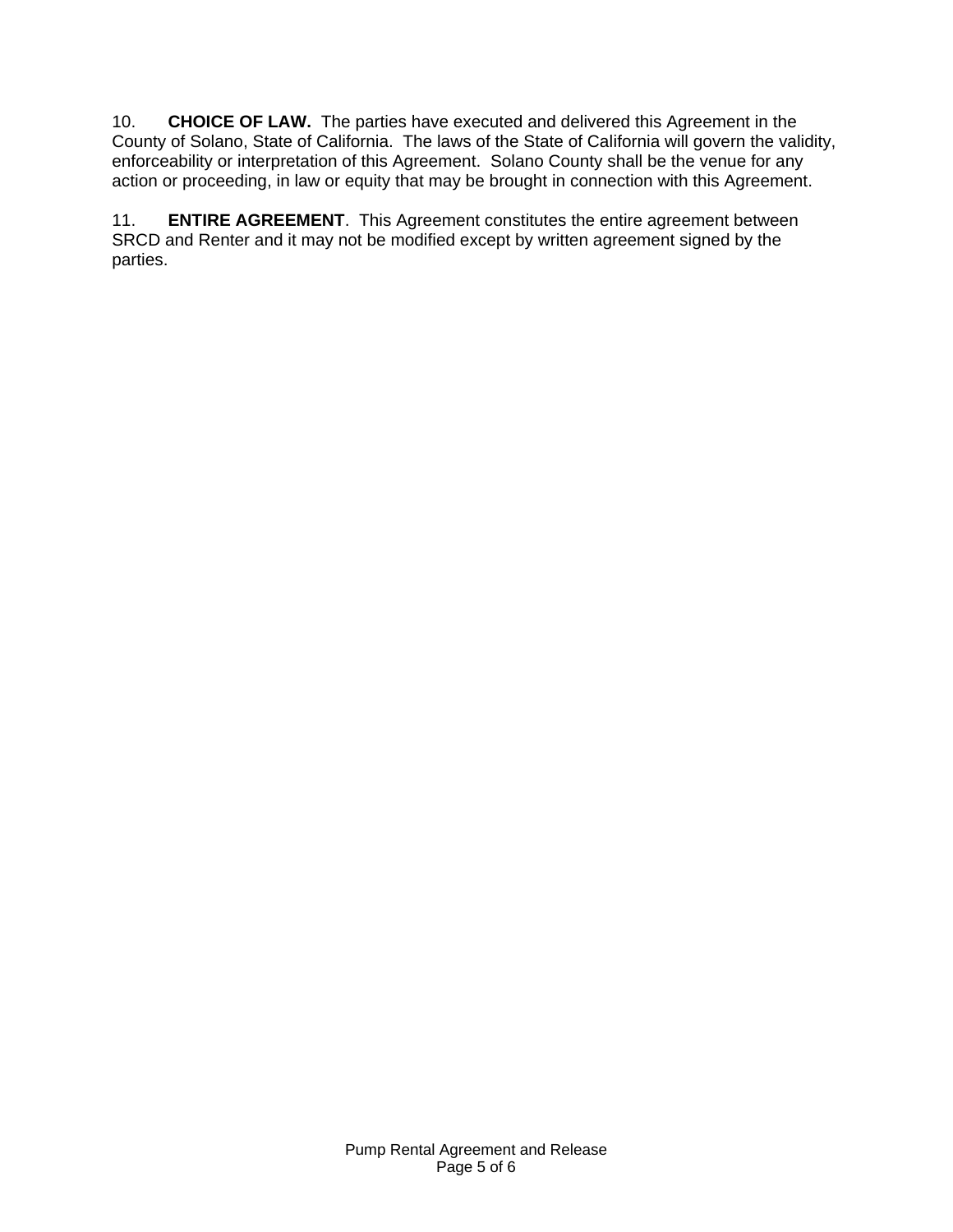10. **CHOICE OF LAW.** The parties have executed and delivered this Agreement in the County of Solano, State of California. The laws of the State of California will govern the validity, enforceability or interpretation of this Agreement. Solano County shall be the venue for any action or proceeding, in law or equity that may be brought in connection with this Agreement.

11. **ENTIRE AGREEMENT**. This Agreement constitutes the entire agreement between SRCD and Renter and it may not be modified except by written agreement signed by the parties.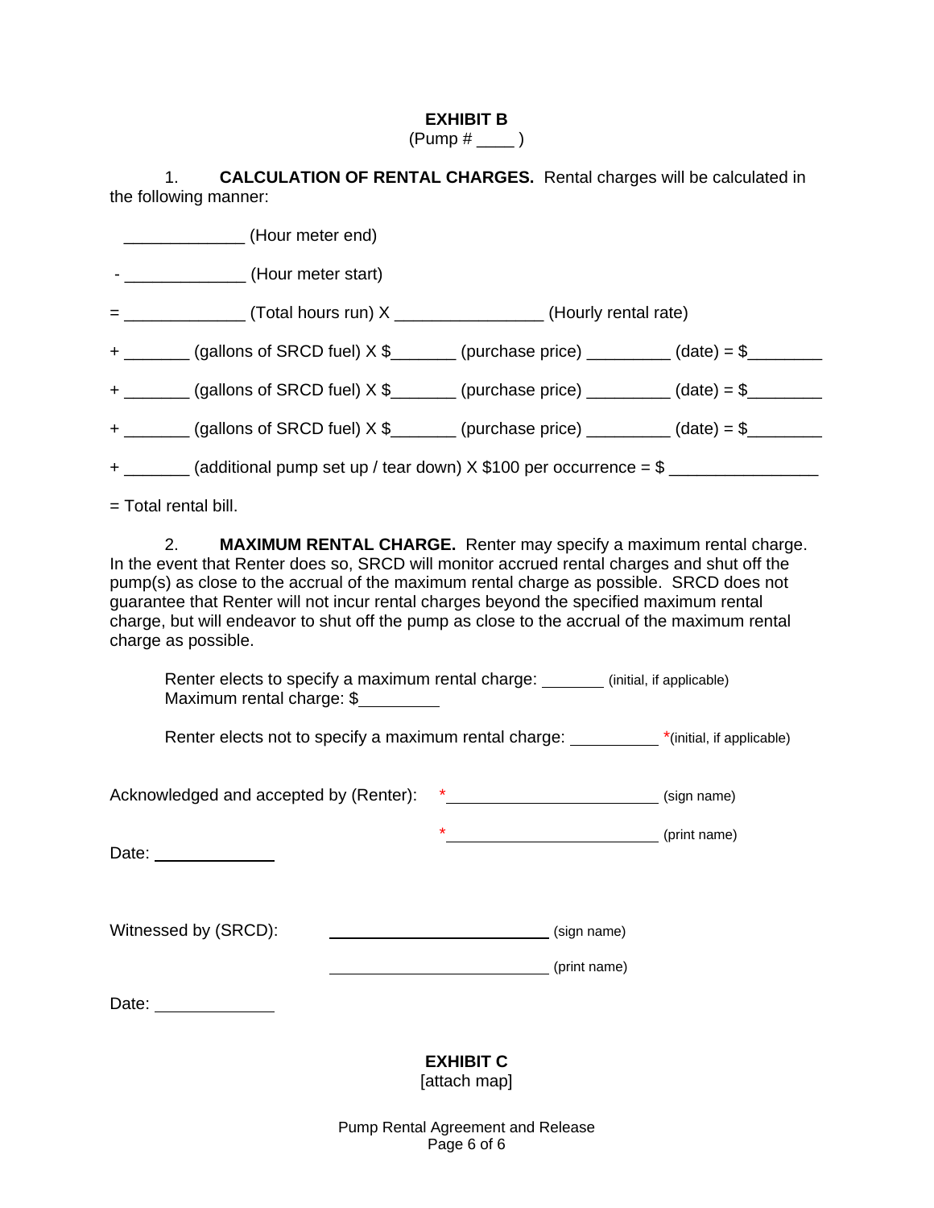**EXHIBIT B**

(Pump # ____ )

1. **CALCULATION OF RENTAL CHARGES.** Rental charges will be calculated in the following manner:

_____________ (Hour meter end)

\- _____________ (Hour meter start)

= _____________ (Total hours run) X _______________ (Hourly rental rate)

\+ _______ (gallons of SRCD fuel) X $_______ (purchase price) _________ (date) = $________

\+ _______ (gallons of SRCD fuel) X $_______ (purchase price) _________ (date) = $________

\+ _______ (gallons of SRCD fuel) X $_______ (purchase price) _________ (date) = $________

\+ _______ (additional pump set up / tear down) X $100 per occurrence = $ _______________

= Total rental bill.

2. **MAXIMUM RENTAL CHARGE.** Renter may specify a maximum rental charge. In the event that Renter does so, SRCD will monitor accrued rental charges and shut off the pump(s) as close to the accrual of the maximum rental charge as possible. SRCD does not guarantee that Renter will not incur rental charges beyond the specified maximum rental charge, but will endeavor to shut off the pump as close to the accrual of the maximum rental charge as possible.

Renter elects to specify a maximum rental charge: _______ (initial, if applicable)
Maximum rental charge: $_________

Renter elects not to specify a maximum rental charge: __________ *(initial, if applicable)

Acknowledged and accepted by (Renter): *________________________ (sign name)

*________________________ (print name)

Date: _____________

Witnessed by (SRCD): ________________________ (sign name)

________________________ (print name)

Date: _____________

**EXHIBIT C**

[attach map]